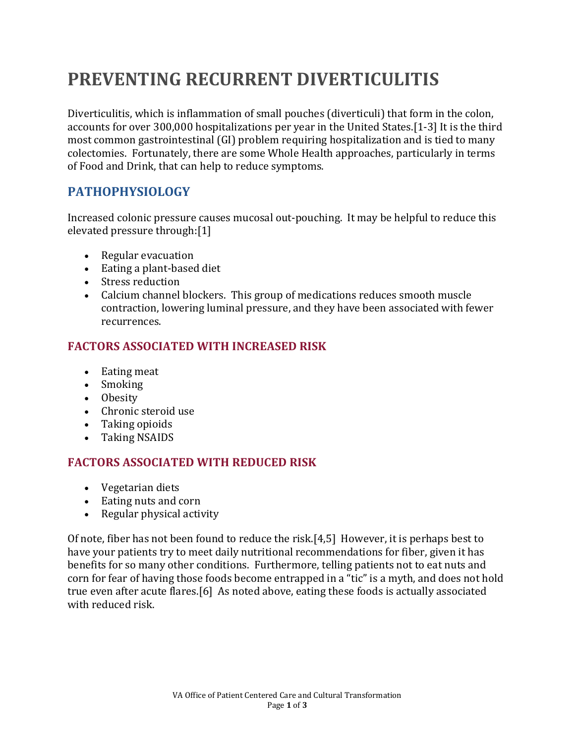# PREVENTING RECURRENT DIVERTICULITIS

Diverticulitis, which is inflammation of small pouches (diverticuli) that form in the colon, accounts for over 300,000 hospitalizations per year in the United States.[1-3] It is the third most common gastrointestinal (GI) problem requiring hospitalization and is tied to many colectomies. Fortunately, there are some Whole Health approaches, particularly in terms of Food and Drink, that can help to reduce symptoms.

## PATHOPHYSIOLOGY

Increased colonic pressure causes mucosal out-pouching. It may be helpful to reduce this elevated pressure through:[1]

- Regular evacuation
- Eating a plant-based diet
- Stress reduction
- Calcium channel blockers. This group of medications reduces smooth muscle contraction, lowering luminal pressure, and they have been associated with fewer recurrences.

### FACTORS ASSOCIATED WITH INCREASED RISK

- Eating meat
- Smoking
- Obesity
- Chronic steroid use
- Taking opioids
- Taking NSAIDS

### FACTORS ASSOCIATED WITH REDUCED RISK

- Vegetarian diets
- Eating nuts and corn
- Regular physical activity

Of note, fiber has not been found to reduce the risk.[4,5] However, it is perhaps best to have your patients try to meet daily nutritional recommendations for fiber, given it has benefits for so many other conditions. Furthermore, telling patients not to eat nuts and corn for fear of having those foods become entrapped in a "tic" is a myth, and does not hold true even after acute flares.[6] As noted above, eating these foods is actually associated with reduced risk.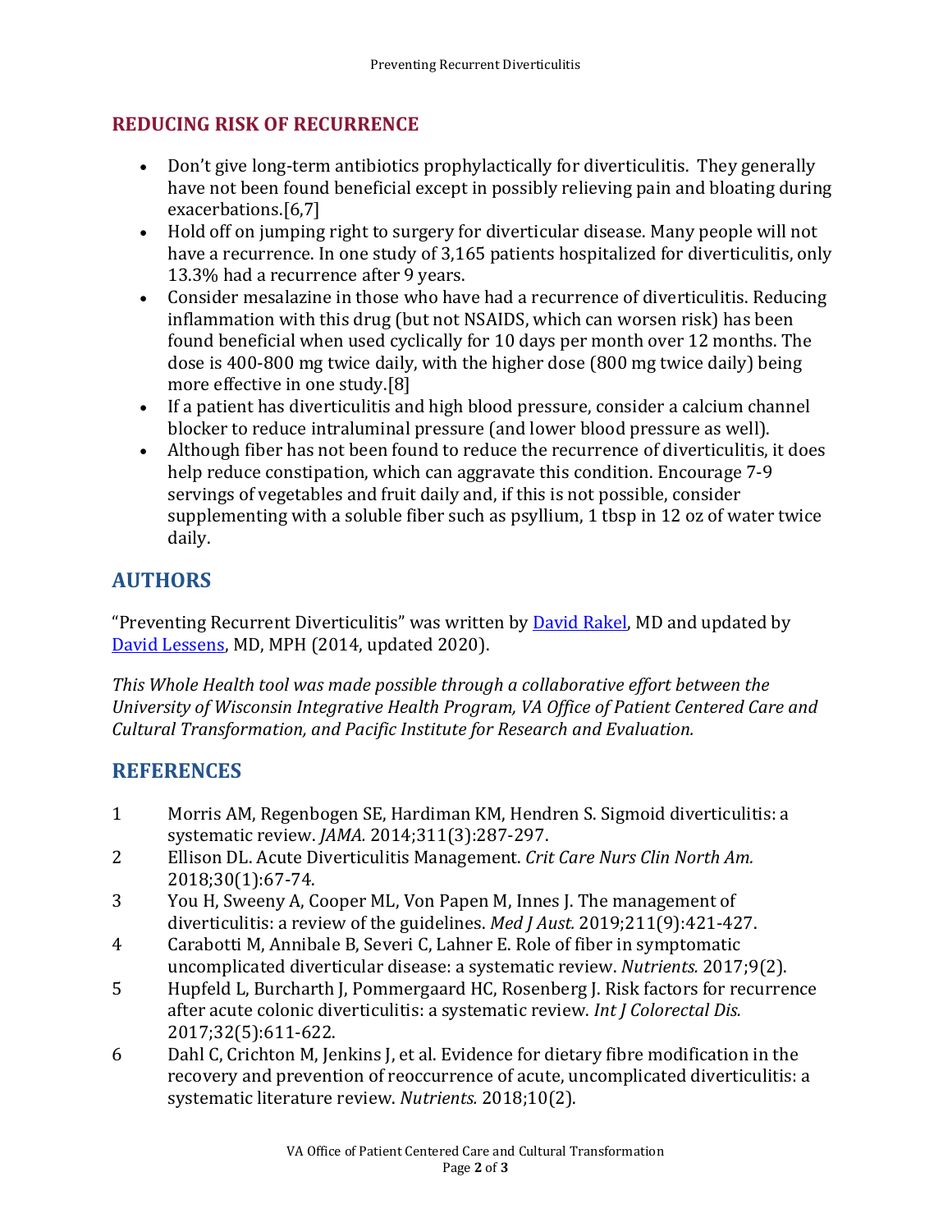## REDUCING RISK OF RECURRENCE

- Don't give long-term antibiotics prophylactically for diverticulitis. They generally have not been found beneficial except in possibly relieving pain and bloating during exacerbations.[6,7]
- Hold off on jumping right to surgery for diverticular disease. Many people will not have a recurrence. In one study of 3,165 patients hospitalized for diverticulitis, only 13.3% had a recurrence after 9 years.
- Consider mesalazine in those who have had a recurrence of diverticulitis. Reducing inflammation with this drug (but not NSAIDS, which can worsen risk) has been found beneficial when used cyclically for 10 days per month over 12 months. The dose is 400-800 mg twice daily, with the higher dose (800 mg twice daily) being more effective in one study.[8]
- If a patient has diverticulitis and high blood pressure, consider a calcium channel blocker to reduce intraluminal pressure (and lower blood pressure as well).
- Although fiber has not been found to reduce the recurrence of diverticulitis, it does help reduce constipation, which can aggravate this condition. Encourage 7-9 servings of vegetables and fruit daily and, if this is not possible, consider supplementing with a soluble fiber such as psyllium, 1 tbsp in 12 oz of water twice daily.

## AUTHORS

"Preventing Recurrent Diverticulitis" was written by David Rakel, MD and updated by David Lessens, MD, MPH (2014, updated 2020).

*This Whole Health tool was made possible through a collaborative effort between the University of Wisconsin Integrative Health Program, VA Office of Patient Centered Care and Cultural Transformation, and Pacific Institute for Research and Evaluation.*

## REFERENCES

1. Morris AM, Regenbogen SE, Hardiman KM, Hendren S. Sigmoid diverticulitis: a systematic review. *JAMA.* 2014;311(3):287-297.
2. Ellison DL. Acute Diverticulitis Management. *Crit Care Nurs Clin North Am.* 2018;30(1):67-74.
3. You H, Sweeny A, Cooper ML, Von Papen M, Innes J. The management of diverticulitis: a review of the guidelines. *Med J Aust.* 2019;211(9):421-427.
4. Carabotti M, Annibale B, Severi C, Lahner E. Role of fiber in symptomatic uncomplicated diverticular disease: a systematic review. *Nutrients.* 2017;9(2).
5. Hupfeld L, Burcharth J, Pommergaard HC, Rosenberg J. Risk factors for recurrence after acute colonic diverticulitis: a systematic review. *Int J Colorectal Dis.* 2017;32(5):611-622.
6. Dahl C, Crichton M, Jenkins J, et al. Evidence for dietary fibre modification in the recovery and prevention of reoccurrence of acute, uncomplicated diverticulitis: a systematic literature review. *Nutrients.* 2018;10(2).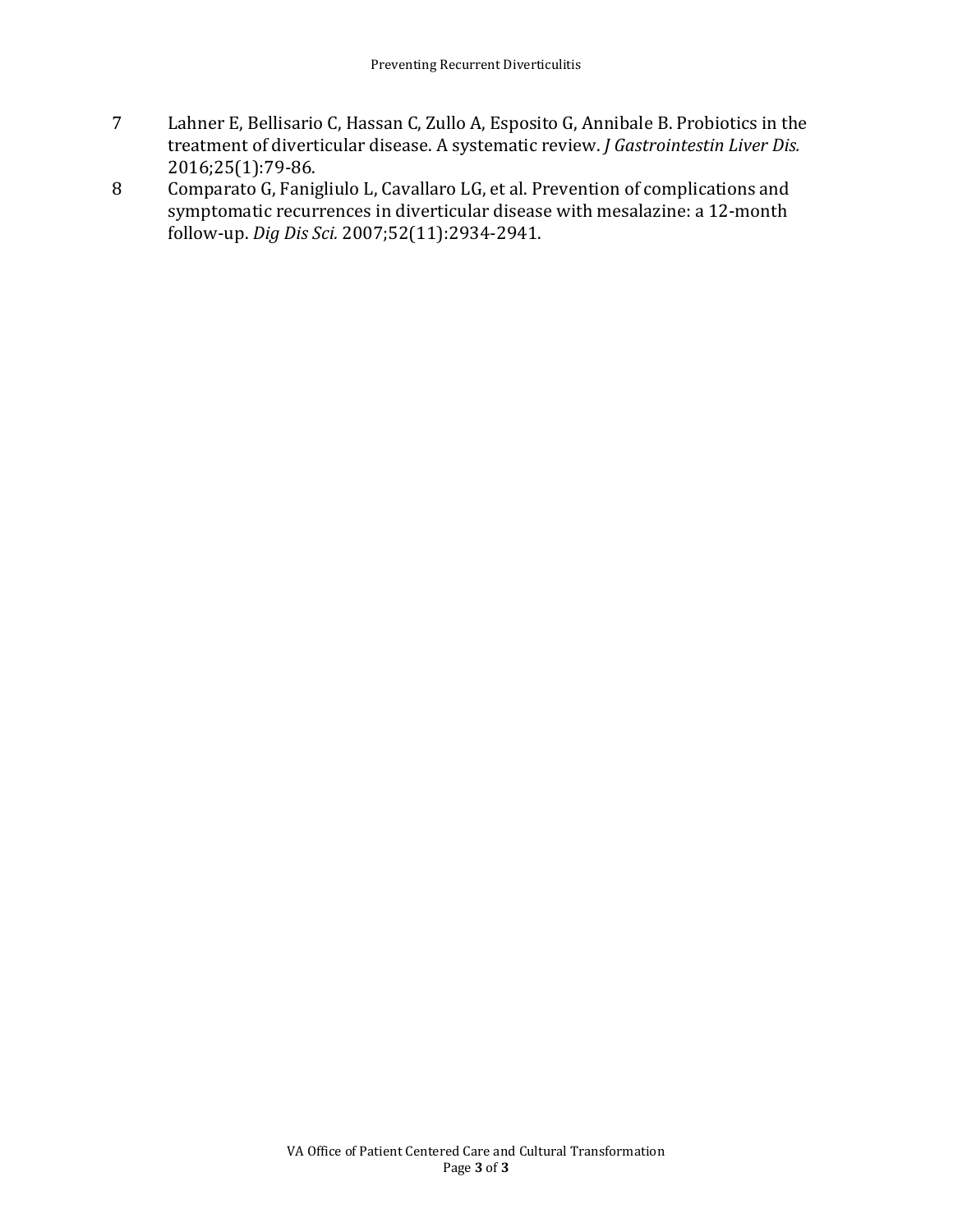7. Lahner E, Bellisario C, Hassan C, Zullo A, Esposito G, Annibale B. Probiotics in the treatment of diverticular disease. A systematic review. *J Gastrointestin Liver Dis.* 2016;25(1):79-86.
8. Comparato G, Fanigliulo L, Cavallaro LG, et al. Prevention of complications and symptomatic recurrences in diverticular disease with mesalazine: a 12-month follow-up. *Dig Dis Sci.* 2007;52(11):2934-2941.